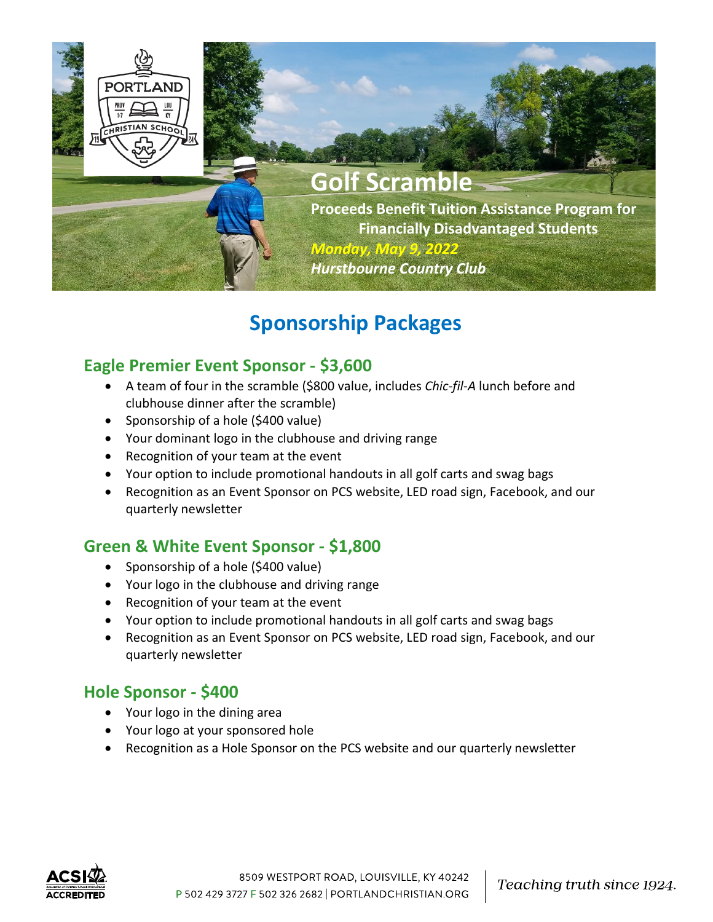# Golf Scramble

**Proceeds Benefit Tuition Assistance Program for Financially Disadvantaged Students**

***Monday, May 9, 2022***

***Hurstbourne Country Club***

## Sponsorship Packages

### Eagle Premier Event Sponsor - $3,600

- A team of four in the scramble ($800 value, includes *Chic-fil-A* lunch before and clubhouse dinner after the scramble)
- Sponsorship of a hole ($400 value)
- Your dominant logo in the clubhouse and driving range
- Recognition of your team at the event
- Your option to include promotional handouts in all golf carts and swag bags
- Recognition as an Event Sponsor on PCS website, LED road sign, Facebook, and our quarterly newsletter

### Green & White Event Sponsor - $1,800

- Sponsorship of a hole ($400 value)
- Your logo in the clubhouse and driving range
- Recognition of your team at the event
- Your option to include promotional handouts in all golf carts and swag bags
- Recognition as an Event Sponsor on PCS website, LED road sign, Facebook, and our quarterly newsletter

### Hole Sponsor - $400

- Your logo in the dining area
- Your logo at your sponsored hole
- Recognition as a Hole Sponsor on the PCS website and our quarterly newsletter

8509 WESTPORT ROAD, LOUISVILLE, KY 40242
P 502 429 3727 F 502 326 2682 | PORTLANDCHRISTIAN.ORG

*Teaching truth since 1924.*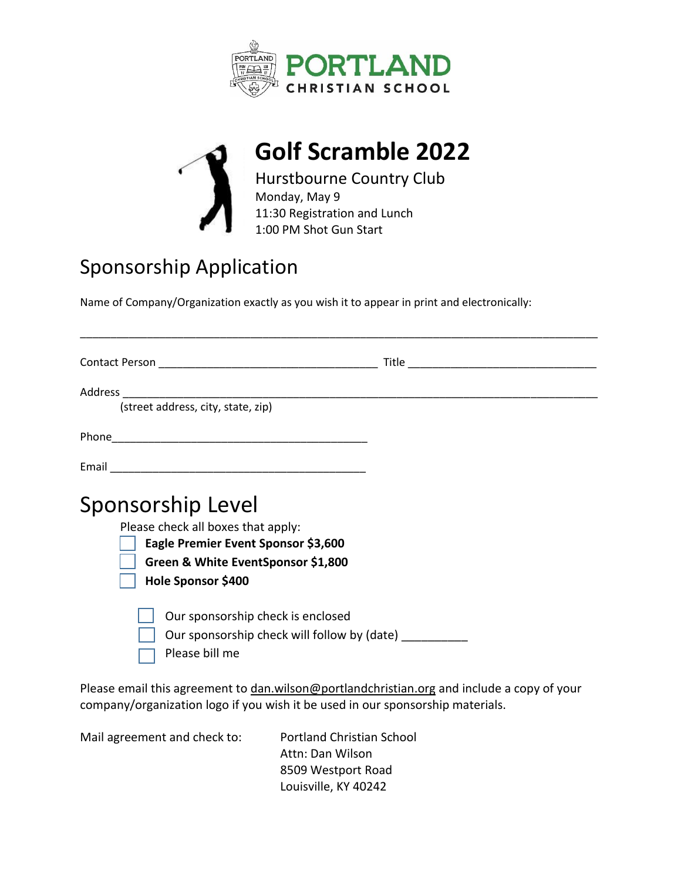PORTLAND
CHRISTIAN SCHOOL

# Golf Scramble 2022

Hurstbourne Country Club
Monday, May 9
11:30 Registration and Lunch
1:00 PM Shot Gun Start

## Sponsorship Application

Name of Company/Organization exactly as you wish it to appear in print and electronically:

______________________________________________________________________________

Contact Person ___________________________________ Title _____________________________

Address ______________________________________________________________________
(street address, city, state, zip)

Phone________________________________________

Email ________________________________________

## Sponsorship Level

Please check all boxes that apply:

- ☐ **Eagle Premier Event Sponsor $3,600**
- ☐ **Green & White EventSponsor $1,800**
- ☐ **Hole Sponsor $400**

- ☐ Our sponsorship check is enclosed
- ☐ Our sponsorship check will follow by (date) __________
- ☐ Please bill me

Please email this agreement to dan.wilson@portlandchristian.org and include a copy of your company/organization logo if you wish it be used in our sponsorship materials.

Mail agreement and check to:

Portland Christian School
Attn: Dan Wilson
8509 Westport Road
Louisville, KY 40242